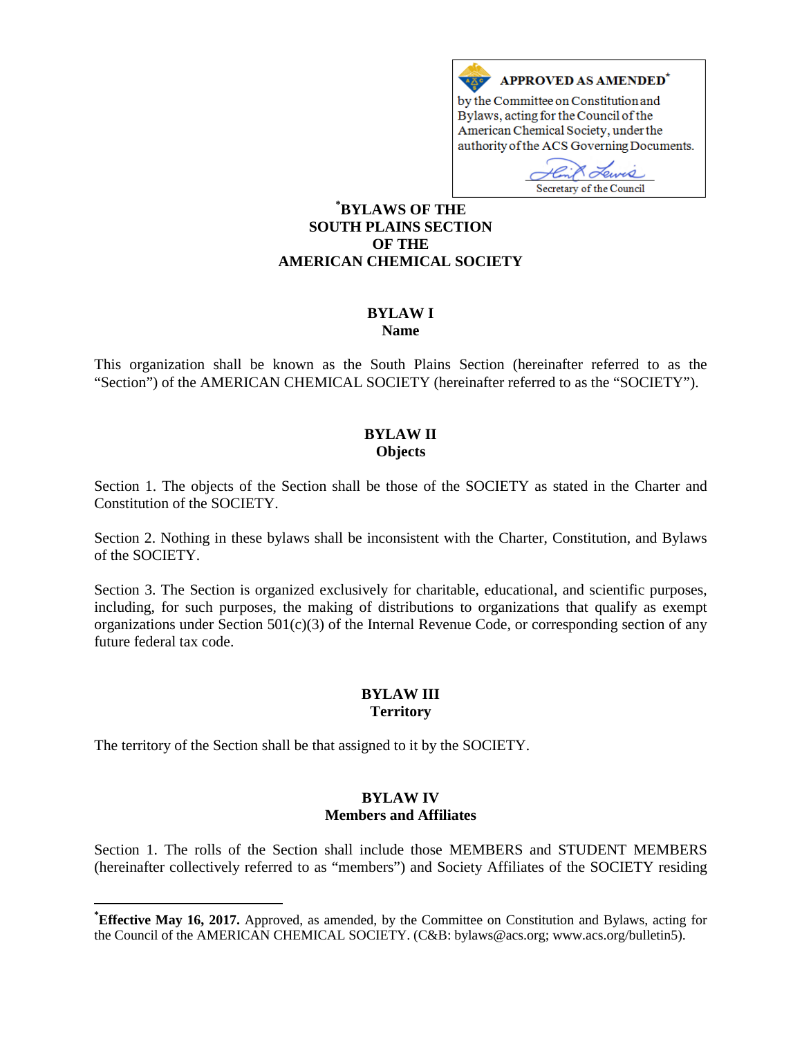**APPROVED AS AMENDED***
by the Committee on Constitution and Bylaws, acting for the Council of the American Chemical Society, under the authority of the ACS Governing Documents.

Secretary of the Council

# *BYLAWS OF THE SOUTH PLAINS SECTION OF THE AMERICAN CHEMICAL SOCIETY

## BYLAW I
## Name

This organization shall be known as the South Plains Section (hereinafter referred to as the "Section") of the AMERICAN CHEMICAL SOCIETY (hereinafter referred to as the "SOCIETY").

## BYLAW II
## Objects

Section 1. The objects of the Section shall be those of the SOCIETY as stated in the Charter and Constitution of the SOCIETY.

Section 2. Nothing in these bylaws shall be inconsistent with the Charter, Constitution, and Bylaws of the SOCIETY.

Section 3. The Section is organized exclusively for charitable, educational, and scientific purposes, including, for such purposes, the making of distributions to organizations that qualify as exempt organizations under Section 501(c)(3) of the Internal Revenue Code, or corresponding section of any future federal tax code.

## BYLAW III
## Territory

The territory of the Section shall be that assigned to it by the SOCIETY.

## BYLAW IV
## Members and Affiliates

Section 1. The rolls of the Section shall include those MEMBERS and STUDENT MEMBERS (hereinafter collectively referred to as "members") and Society Affiliates of the SOCIETY residing

---

***Effective May 16, 2017.** Approved, as amended, by the Committee on Constitution and Bylaws, acting for the Council of the AMERICAN CHEMICAL SOCIETY. (C&B: bylaws@acs.org; www.acs.org/bulletin5).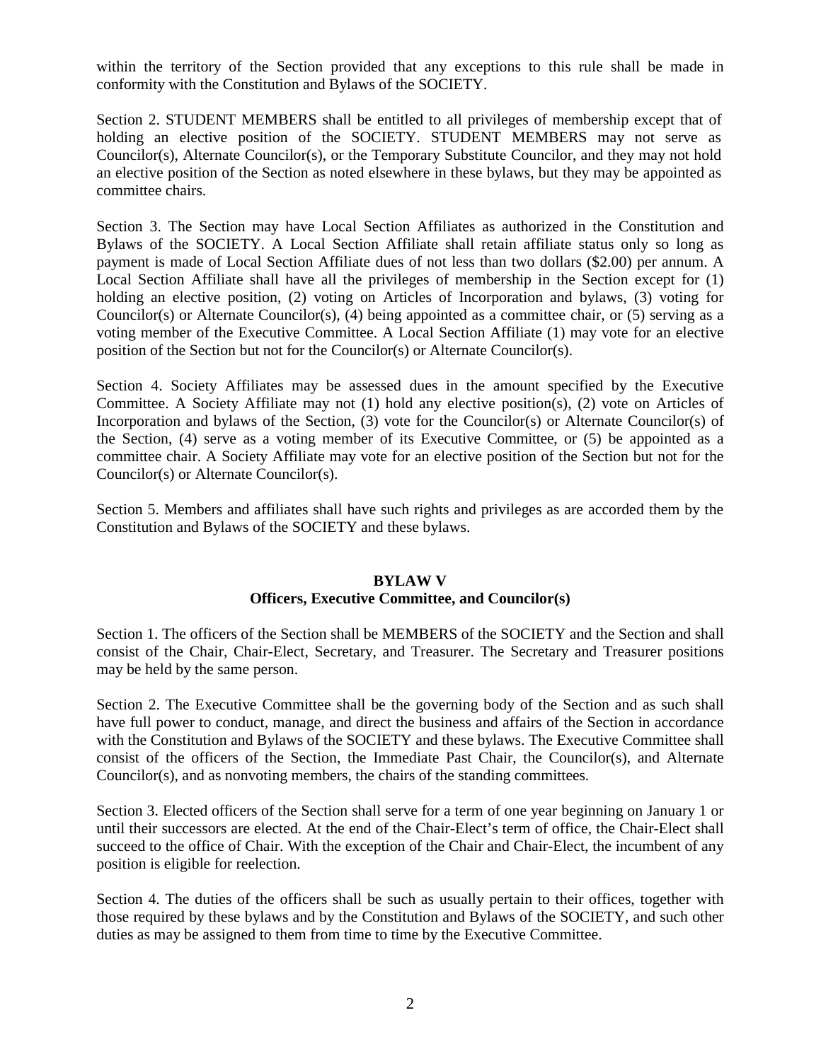within the territory of the Section provided that any exceptions to this rule shall be made in conformity with the Constitution and Bylaws of the SOCIETY.

Section 2. STUDENT MEMBERS shall be entitled to all privileges of membership except that of holding an elective position of the SOCIETY. STUDENT MEMBERS may not serve as Councilor(s), Alternate Councilor(s), or the Temporary Substitute Councilor, and they may not hold an elective position of the Section as noted elsewhere in these bylaws, but they may be appointed as committee chairs.

Section 3. The Section may have Local Section Affiliates as authorized in the Constitution and Bylaws of the SOCIETY. A Local Section Affiliate shall retain affiliate status only so long as payment is made of Local Section Affiliate dues of not less than two dollars ($2.00) per annum. A Local Section Affiliate shall have all the privileges of membership in the Section except for (1) holding an elective position, (2) voting on Articles of Incorporation and bylaws, (3) voting for Councilor(s) or Alternate Councilor(s), (4) being appointed as a committee chair, or (5) serving as a voting member of the Executive Committee. A Local Section Affiliate (1) may vote for an elective position of the Section but not for the Councilor(s) or Alternate Councilor(s).

Section 4. Society Affiliates may be assessed dues in the amount specified by the Executive Committee. A Society Affiliate may not (1) hold any elective position(s), (2) vote on Articles of Incorporation and bylaws of the Section, (3) vote for the Councilor(s) or Alternate Councilor(s) of the Section, (4) serve as a voting member of its Executive Committee, or (5) be appointed as a committee chair. A Society Affiliate may vote for an elective position of the Section but not for the Councilor(s) or Alternate Councilor(s).

Section 5. Members and affiliates shall have such rights and privileges as are accorded them by the Constitution and Bylaws of the SOCIETY and these bylaws.

## BYLAW V
## Officers, Executive Committee, and Councilor(s)

Section 1. The officers of the Section shall be MEMBERS of the SOCIETY and the Section and shall consist of the Chair, Chair-Elect, Secretary, and Treasurer. The Secretary and Treasurer positions may be held by the same person.

Section 2. The Executive Committee shall be the governing body of the Section and as such shall have full power to conduct, manage, and direct the business and affairs of the Section in accordance with the Constitution and Bylaws of the SOCIETY and these bylaws. The Executive Committee shall consist of the officers of the Section, the Immediate Past Chair, the Councilor(s), and Alternate Councilor(s), and as nonvoting members, the chairs of the standing committees.

Section 3. Elected officers of the Section shall serve for a term of one year beginning on January 1 or until their successors are elected. At the end of the Chair-Elect's term of office, the Chair-Elect shall succeed to the office of Chair. With the exception of the Chair and Chair-Elect, the incumbent of any position is eligible for reelection.

Section 4. The duties of the officers shall be such as usually pertain to their offices, together with those required by these bylaws and by the Constitution and Bylaws of the SOCIETY, and such other duties as may be assigned to them from time to time by the Executive Committee.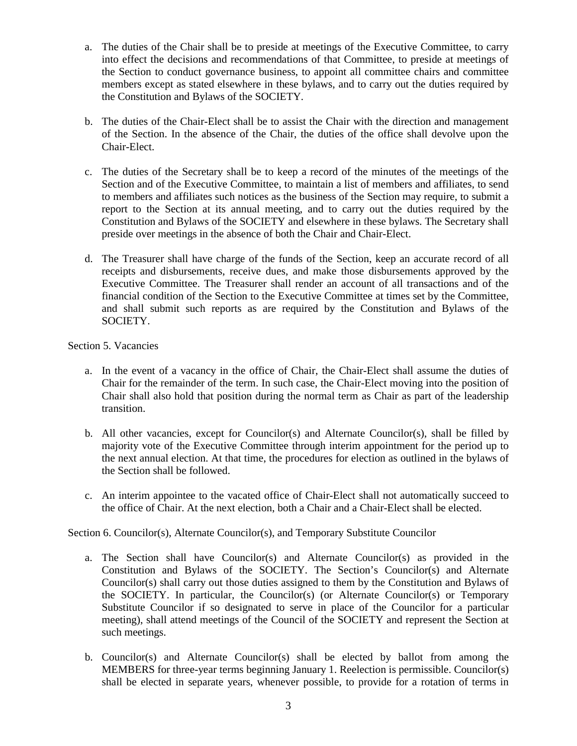a. The duties of the Chair shall be to preside at meetings of the Executive Committee, to carry into effect the decisions and recommendations of that Committee, to preside at meetings of the Section to conduct governance business, to appoint all committee chairs and committee members except as stated elsewhere in these bylaws, and to carry out the duties required by the Constitution and Bylaws of the SOCIETY.

b. The duties of the Chair-Elect shall be to assist the Chair with the direction and management of the Section. In the absence of the Chair, the duties of the office shall devolve upon the Chair-Elect.

c. The duties of the Secretary shall be to keep a record of the minutes of the meetings of the Section and of the Executive Committee, to maintain a list of members and affiliates, to send to members and affiliates such notices as the business of the Section may require, to submit a report to the Section at its annual meeting, and to carry out the duties required by the Constitution and Bylaws of the SOCIETY and elsewhere in these bylaws. The Secretary shall preside over meetings in the absence of both the Chair and Chair-Elect.

d. The Treasurer shall have charge of the funds of the Section, keep an accurate record of all receipts and disbursements, receive dues, and make those disbursements approved by the Executive Committee. The Treasurer shall render an account of all transactions and of the financial condition of the Section to the Executive Committee at times set by the Committee, and shall submit such reports as are required by the Constitution and Bylaws of the SOCIETY.

Section 5. Vacancies

a. In the event of a vacancy in the office of Chair, the Chair-Elect shall assume the duties of Chair for the remainder of the term. In such case, the Chair-Elect moving into the position of Chair shall also hold that position during the normal term as Chair as part of the leadership transition.

b. All other vacancies, except for Councilor(s) and Alternate Councilor(s), shall be filled by majority vote of the Executive Committee through interim appointment for the period up to the next annual election. At that time, the procedures for election as outlined in the bylaws of the Section shall be followed.

c. An interim appointee to the vacated office of Chair-Elect shall not automatically succeed to the office of Chair. At the next election, both a Chair and a Chair-Elect shall be elected.

Section 6. Councilor(s), Alternate Councilor(s), and Temporary Substitute Councilor

a. The Section shall have Councilor(s) and Alternate Councilor(s) as provided in the Constitution and Bylaws of the SOCIETY. The Section's Councilor(s) and Alternate Councilor(s) shall carry out those duties assigned to them by the Constitution and Bylaws of the SOCIETY. In particular, the Councilor(s) (or Alternate Councilor(s) or Temporary Substitute Councilor if so designated to serve in place of the Councilor for a particular meeting), shall attend meetings of the Council of the SOCIETY and represent the Section at such meetings.

b. Councilor(s) and Alternate Councilor(s) shall be elected by ballot from among the MEMBERS for three-year terms beginning January 1. Reelection is permissible. Councilor(s) shall be elected in separate years, whenever possible, to provide for a rotation of terms in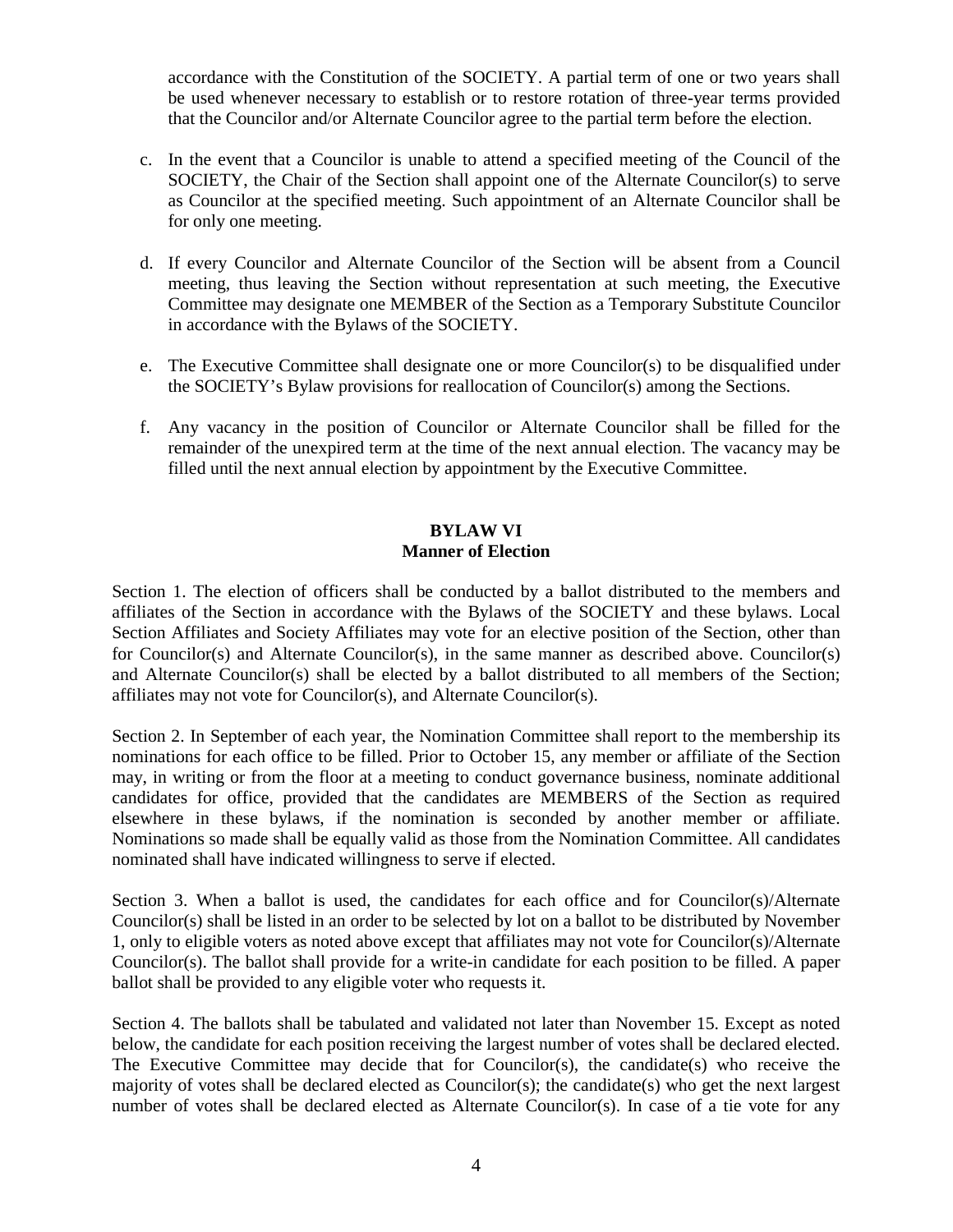accordance with the Constitution of the SOCIETY. A partial term of one or two years shall be used whenever necessary to establish or to restore rotation of three-year terms provided that the Councilor and/or Alternate Councilor agree to the partial term before the election.

c. In the event that a Councilor is unable to attend a specified meeting of the Council of the SOCIETY, the Chair of the Section shall appoint one of the Alternate Councilor(s) to serve as Councilor at the specified meeting. Such appointment of an Alternate Councilor shall be for only one meeting.

d. If every Councilor and Alternate Councilor of the Section will be absent from a Council meeting, thus leaving the Section without representation at such meeting, the Executive Committee may designate one MEMBER of the Section as a Temporary Substitute Councilor in accordance with the Bylaws of the SOCIETY.

e. The Executive Committee shall designate one or more Councilor(s) to be disqualified under the SOCIETY's Bylaw provisions for reallocation of Councilor(s) among the Sections.

f. Any vacancy in the position of Councilor or Alternate Councilor shall be filled for the remainder of the unexpired term at the time of the next annual election. The vacancy may be filled until the next annual election by appointment by the Executive Committee.

## BYLAW VI
## Manner of Election

Section 1. The election of officers shall be conducted by a ballot distributed to the members and affiliates of the Section in accordance with the Bylaws of the SOCIETY and these bylaws. Local Section Affiliates and Society Affiliates may vote for an elective position of the Section, other than for Councilor(s) and Alternate Councilor(s), in the same manner as described above. Councilor(s) and Alternate Councilor(s) shall be elected by a ballot distributed to all members of the Section; affiliates may not vote for Councilor(s), and Alternate Councilor(s).

Section 2. In September of each year, the Nomination Committee shall report to the membership its nominations for each office to be filled. Prior to October 15, any member or affiliate of the Section may, in writing or from the floor at a meeting to conduct governance business, nominate additional candidates for office, provided that the candidates are MEMBERS of the Section as required elsewhere in these bylaws, if the nomination is seconded by another member or affiliate. Nominations so made shall be equally valid as those from the Nomination Committee. All candidates nominated shall have indicated willingness to serve if elected.

Section 3. When a ballot is used, the candidates for each office and for Councilor(s)/Alternate Councilor(s) shall be listed in an order to be selected by lot on a ballot to be distributed by November 1, only to eligible voters as noted above except that affiliates may not vote for Councilor(s)/Alternate Councilor(s). The ballot shall provide for a write-in candidate for each position to be filled. A paper ballot shall be provided to any eligible voter who requests it.

Section 4. The ballots shall be tabulated and validated not later than November 15. Except as noted below, the candidate for each position receiving the largest number of votes shall be declared elected. The Executive Committee may decide that for Councilor(s), the candidate(s) who receive the majority of votes shall be declared elected as Councilor(s); the candidate(s) who get the next largest number of votes shall be declared elected as Alternate Councilor(s). In case of a tie vote for any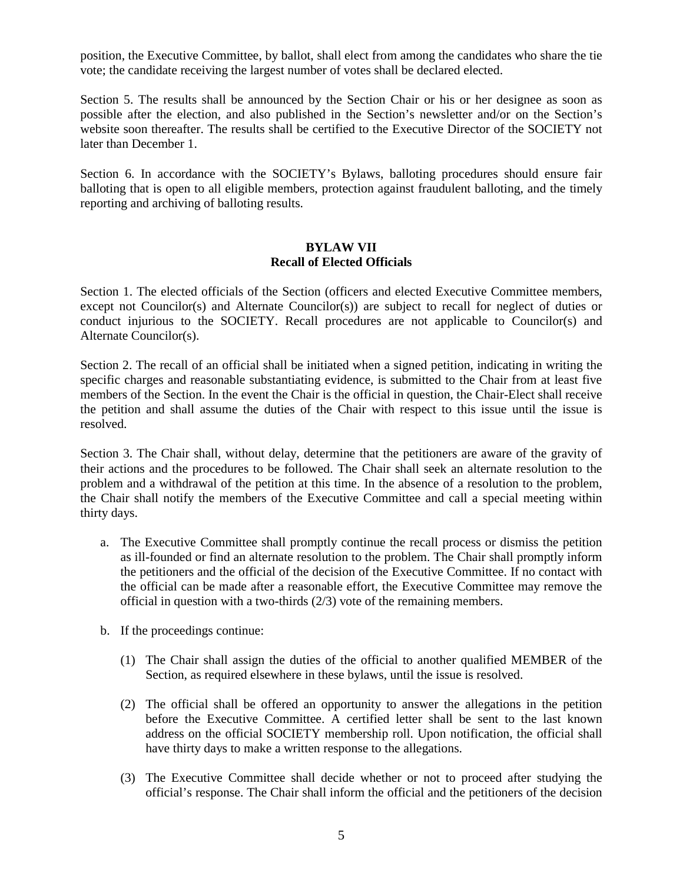position, the Executive Committee, by ballot, shall elect from among the candidates who share the tie vote; the candidate receiving the largest number of votes shall be declared elected.

Section 5. The results shall be announced by the Section Chair or his or her designee as soon as possible after the election, and also published in the Section's newsletter and/or on the Section's website soon thereafter. The results shall be certified to the Executive Director of the SOCIETY not later than December 1.

Section 6. In accordance with the SOCIETY's Bylaws, balloting procedures should ensure fair balloting that is open to all eligible members, protection against fraudulent balloting, and the timely reporting and archiving of balloting results.

## BYLAW VII
## Recall of Elected Officials

Section 1. The elected officials of the Section (officers and elected Executive Committee members, except not Councilor(s) and Alternate Councilor(s)) are subject to recall for neglect of duties or conduct injurious to the SOCIETY. Recall procedures are not applicable to Councilor(s) and Alternate Councilor(s).

Section 2. The recall of an official shall be initiated when a signed petition, indicating in writing the specific charges and reasonable substantiating evidence, is submitted to the Chair from at least five members of the Section. In the event the Chair is the official in question, the Chair-Elect shall receive the petition and shall assume the duties of the Chair with respect to this issue until the issue is resolved.

Section 3. The Chair shall, without delay, determine that the petitioners are aware of the gravity of their actions and the procedures to be followed. The Chair shall seek an alternate resolution to the problem and a withdrawal of the petition at this time. In the absence of a resolution to the problem, the Chair shall notify the members of the Executive Committee and call a special meeting within thirty days.

a. The Executive Committee shall promptly continue the recall process or dismiss the petition as ill-founded or find an alternate resolution to the problem. The Chair shall promptly inform the petitioners and the official of the decision of the Executive Committee. If no contact with the official can be made after a reasonable effort, the Executive Committee may remove the official in question with a two-thirds (2/3) vote of the remaining members.

b. If the proceedings continue:

   (1) The Chair shall assign the duties of the official to another qualified MEMBER of the Section, as required elsewhere in these bylaws, until the issue is resolved.

   (2) The official shall be offered an opportunity to answer the allegations in the petition before the Executive Committee. A certified letter shall be sent to the last known address on the official SOCIETY membership roll. Upon notification, the official shall have thirty days to make a written response to the allegations.

   (3) The Executive Committee shall decide whether or not to proceed after studying the official's response. The Chair shall inform the official and the petitioners of the decision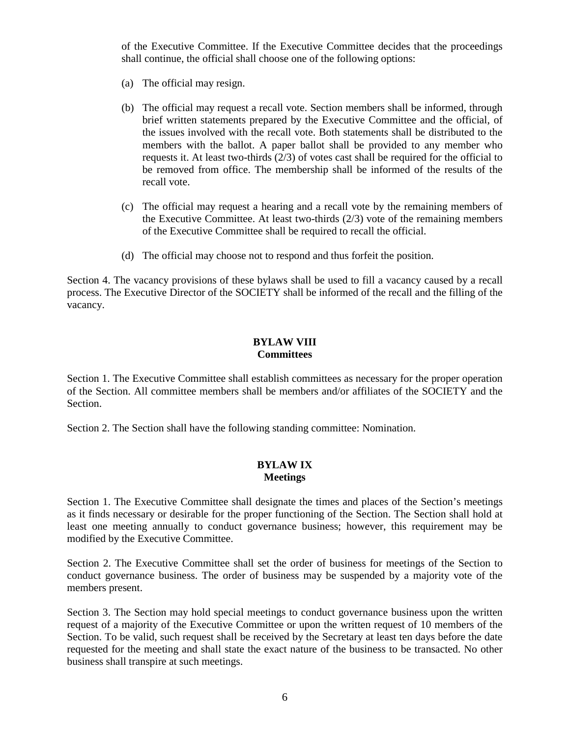of the Executive Committee. If the Executive Committee decides that the proceedings shall continue, the official shall choose one of the following options:

(a) The official may resign.

(b) The official may request a recall vote. Section members shall be informed, through brief written statements prepared by the Executive Committee and the official, of the issues involved with the recall vote. Both statements shall be distributed to the members with the ballot. A paper ballot shall be provided to any member who requests it. At least two-thirds (2/3) of votes cast shall be required for the official to be removed from office. The membership shall be informed of the results of the recall vote.

(c) The official may request a hearing and a recall vote by the remaining members of the Executive Committee. At least two-thirds (2/3) vote of the remaining members of the Executive Committee shall be required to recall the official.

(d) The official may choose not to respond and thus forfeit the position.

Section 4. The vacancy provisions of these bylaws shall be used to fill a vacancy caused by a recall process. The Executive Director of the SOCIETY shall be informed of the recall and the filling of the vacancy.

## BYLAW VIII
## Committees

Section 1. The Executive Committee shall establish committees as necessary for the proper operation of the Section. All committee members shall be members and/or affiliates of the SOCIETY and the Section.

Section 2. The Section shall have the following standing committee: Nomination.

## BYLAW IX
## Meetings

Section 1. The Executive Committee shall designate the times and places of the Section's meetings as it finds necessary or desirable for the proper functioning of the Section. The Section shall hold at least one meeting annually to conduct governance business; however, this requirement may be modified by the Executive Committee.

Section 2. The Executive Committee shall set the order of business for meetings of the Section to conduct governance business. The order of business may be suspended by a majority vote of the members present.

Section 3. The Section may hold special meetings to conduct governance business upon the written request of a majority of the Executive Committee or upon the written request of 10 members of the Section. To be valid, such request shall be received by the Secretary at least ten days before the date requested for the meeting and shall state the exact nature of the business to be transacted. No other business shall transpire at such meetings.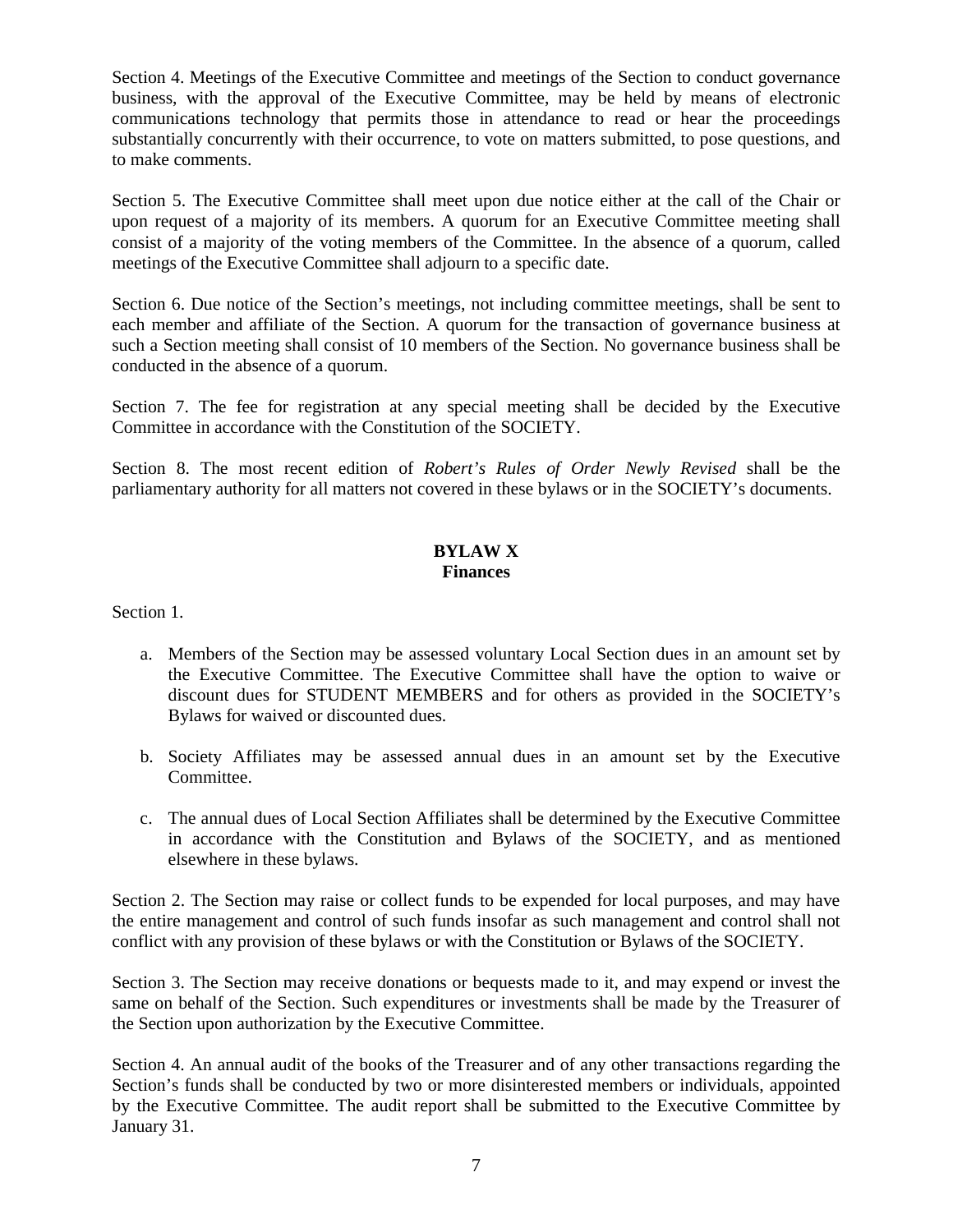Section 4. Meetings of the Executive Committee and meetings of the Section to conduct governance business, with the approval of the Executive Committee, may be held by means of electronic communications technology that permits those in attendance to read or hear the proceedings substantially concurrently with their occurrence, to vote on matters submitted, to pose questions, and to make comments.

Section 5. The Executive Committee shall meet upon due notice either at the call of the Chair or upon request of a majority of its members. A quorum for an Executive Committee meeting shall consist of a majority of the voting members of the Committee. In the absence of a quorum, called meetings of the Executive Committee shall adjourn to a specific date.

Section 6. Due notice of the Section's meetings, not including committee meetings, shall be sent to each member and affiliate of the Section. A quorum for the transaction of governance business at such a Section meeting shall consist of 10 members of the Section. No governance business shall be conducted in the absence of a quorum.

Section 7. The fee for registration at any special meeting shall be decided by the Executive Committee in accordance with the Constitution of the SOCIETY.

Section 8. The most recent edition of *Robert's Rules of Order Newly Revised* shall be the parliamentary authority for all matters not covered in these bylaws or in the SOCIETY's documents.

## BYLAW X
## Finances

Section 1.

a. Members of the Section may be assessed voluntary Local Section dues in an amount set by the Executive Committee. The Executive Committee shall have the option to waive or discount dues for STUDENT MEMBERS and for others as provided in the SOCIETY's Bylaws for waived or discounted dues.

b. Society Affiliates may be assessed annual dues in an amount set by the Executive Committee.

c. The annual dues of Local Section Affiliates shall be determined by the Executive Committee in accordance with the Constitution and Bylaws of the SOCIETY, and as mentioned elsewhere in these bylaws.

Section 2. The Section may raise or collect funds to be expended for local purposes, and may have the entire management and control of such funds insofar as such management and control shall not conflict with any provision of these bylaws or with the Constitution or Bylaws of the SOCIETY.

Section 3. The Section may receive donations or bequests made to it, and may expend or invest the same on behalf of the Section. Such expenditures or investments shall be made by the Treasurer of the Section upon authorization by the Executive Committee.

Section 4. An annual audit of the books of the Treasurer and of any other transactions regarding the Section's funds shall be conducted by two or more disinterested members or individuals, appointed by the Executive Committee. The audit report shall be submitted to the Executive Committee by January 31.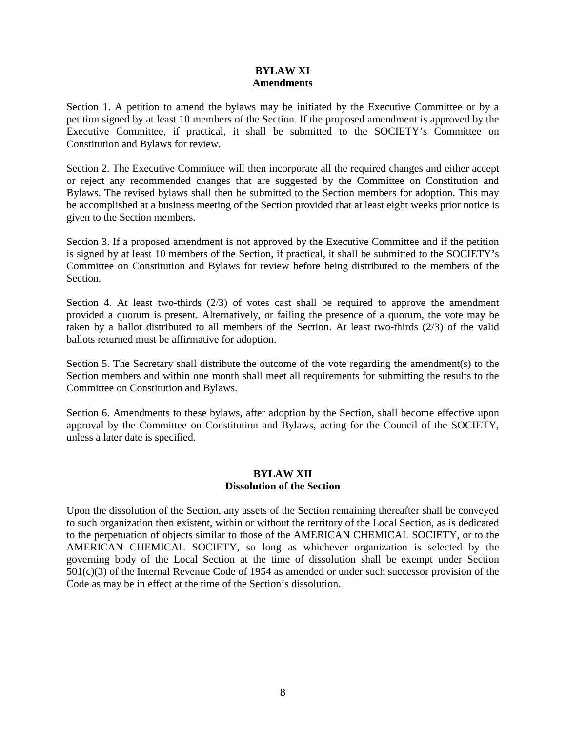## BYLAW XI
## Amendments

Section 1. A petition to amend the bylaws may be initiated by the Executive Committee or by a petition signed by at least 10 members of the Section. If the proposed amendment is approved by the Executive Committee, if practical, it shall be submitted to the SOCIETY's Committee on Constitution and Bylaws for review.

Section 2. The Executive Committee will then incorporate all the required changes and either accept or reject any recommended changes that are suggested by the Committee on Constitution and Bylaws. The revised bylaws shall then be submitted to the Section members for adoption. This may be accomplished at a business meeting of the Section provided that at least eight weeks prior notice is given to the Section members.

Section 3. If a proposed amendment is not approved by the Executive Committee and if the petition is signed by at least 10 members of the Section, if practical, it shall be submitted to the SOCIETY's Committee on Constitution and Bylaws for review before being distributed to the members of the Section.

Section 4. At least two-thirds (2/3) of votes cast shall be required to approve the amendment provided a quorum is present. Alternatively, or failing the presence of a quorum, the vote may be taken by a ballot distributed to all members of the Section. At least two-thirds (2/3) of the valid ballots returned must be affirmative for adoption.

Section 5. The Secretary shall distribute the outcome of the vote regarding the amendment(s) to the Section members and within one month shall meet all requirements for submitting the results to the Committee on Constitution and Bylaws.

Section 6. Amendments to these bylaws, after adoption by the Section, shall become effective upon approval by the Committee on Constitution and Bylaws, acting for the Council of the SOCIETY, unless a later date is specified.

## BYLAW XII
## Dissolution of the Section

Upon the dissolution of the Section, any assets of the Section remaining thereafter shall be conveyed to such organization then existent, within or without the territory of the Local Section, as is dedicated to the perpetuation of objects similar to those of the AMERICAN CHEMICAL SOCIETY, or to the AMERICAN CHEMICAL SOCIETY, so long as whichever organization is selected by the governing body of the Local Section at the time of dissolution shall be exempt under Section 501(c)(3) of the Internal Revenue Code of 1954 as amended or under such successor provision of the Code as may be in effect at the time of the Section's dissolution.